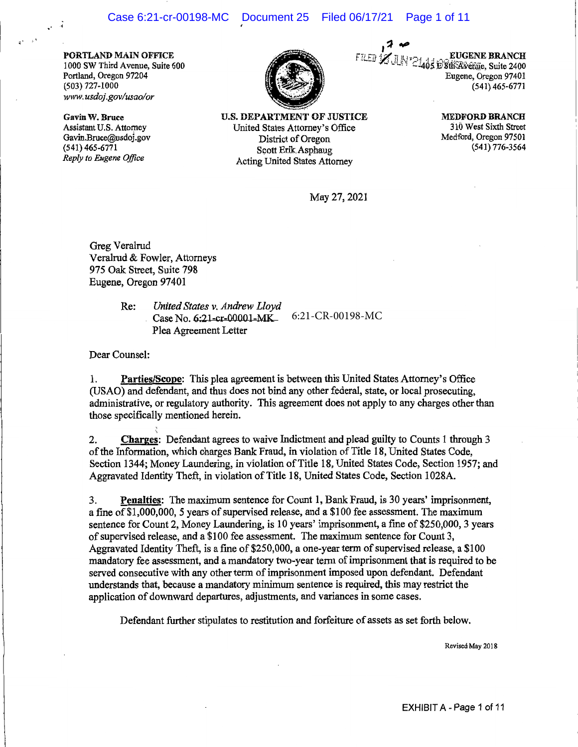**PORTLAND MAIN OFFICE**
1000 SW Third Avenue, Suite 600
Portland, Oregon 97204
(503) 727-1000
*www.usdoj.gov/usao/or*

**Gavin W. Bruce**
Assistant U.S. Attorney
Gavin.Bruce@usdoj.gov
(541) 465-6771
*Reply to Eugene Office*

**U.S. DEPARTMENT OF JUSTICE**
United States Attorney's Office
District of Oregon
Scott Erik Asphaug
Acting United States Attorney

**EUGENE BRANCH**
405 E 8th Avenue, Suite 2400
Eugene, Oregon 97401
(541) 465-6771

**MEDFORD BRANCH**
310 West Sixth Street
Medford, Oregon 97501
(541) 776-3564

May 27, 2021

Greg Veralrud
Veralrud & Fowler, Attorneys
975 Oak Street, Suite 798
Eugene, Oregon 97401

Re: *United States v. Andrew Lloyd*
Case No. ~~6:21-cr-00001-MK~~ 6:21-CR-00198-MC
Plea Agreement Letter

Dear Counsel:

1. **Parties/Scope**: This plea agreement is between this United States Attorney's Office (USAO) and defendant, and thus does not bind any other federal, state, or local prosecuting, administrative, or regulatory authority. This agreement does not apply to any charges other than those specifically mentioned herein.

2. **Charges**: Defendant agrees to waive Indictment and plead guilty to Counts 1 through 3 of the Information, which charges Bank Fraud, in violation of Title 18, United States Code, Section 1344; Money Laundering, in violation of Title 18, United States Code, Section 1957; and Aggravated Identity Theft, in violation of Title 18, United States Code, Section 1028A.

3. **Penalties**: The maximum sentence for Count 1, Bank Fraud, is 30 years' imprisonment, a fine of $1,000,000, 5 years of supervised release, and a $100 fee assessment. The maximum sentence for Count 2, Money Laundering, is 10 years' imprisonment, a fine of $250,000, 3 years of supervised release, and a $100 fee assessment. The maximum sentence for Count 3, Aggravated Identity Theft, is a fine of $250,000, a one-year term of supervised release, a $100 mandatory fee assessment, and a mandatory two-year term of imprisonment that is required to be served consecutive with any other term of imprisonment imposed upon defendant. Defendant understands that, because a mandatory minimum sentence is required, this may restrict the application of downward departures, adjustments, and variances in some cases.

Defendant further stipulates to restitution and forfeiture of assets as set forth below.

Revised May 2018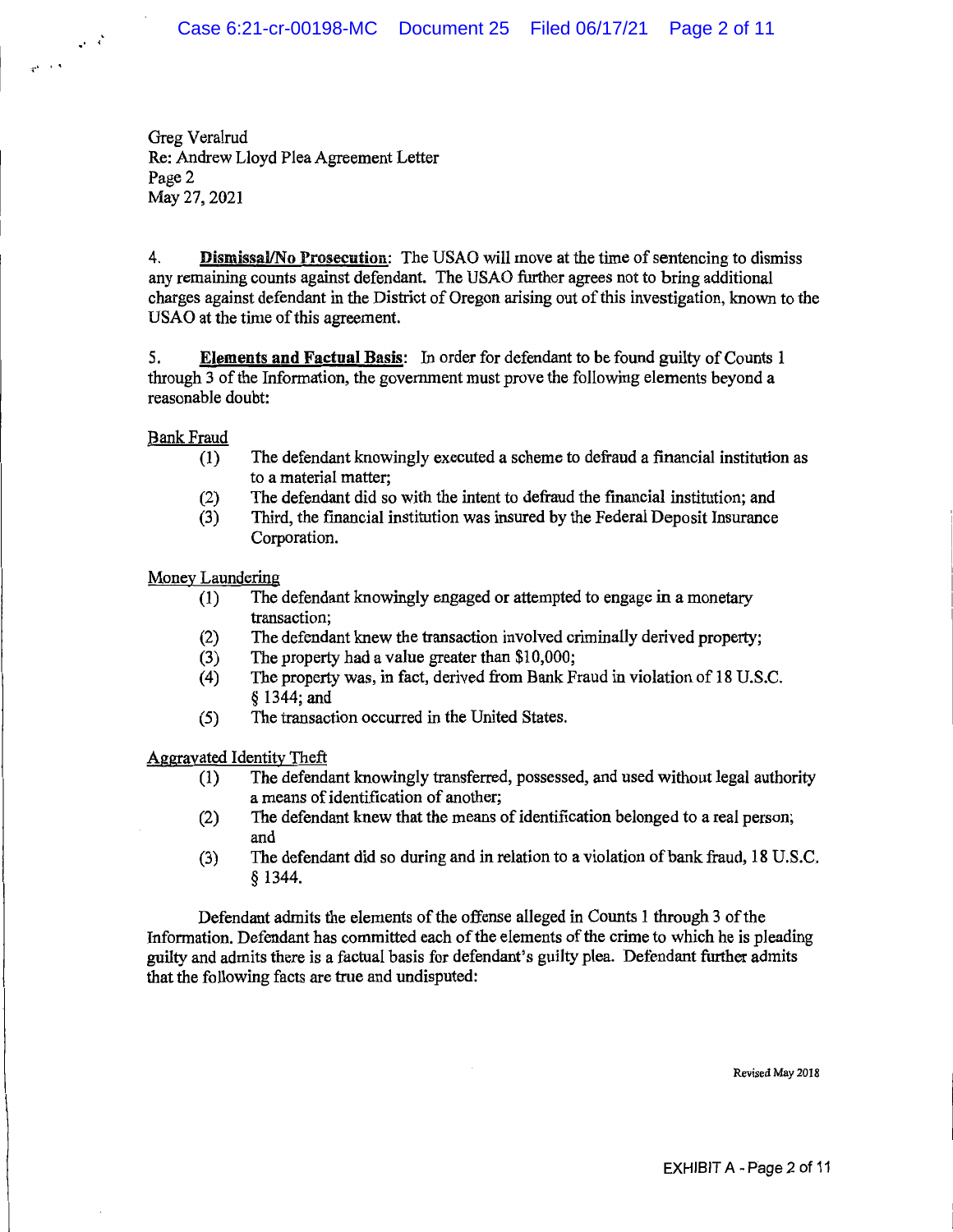Greg Veralrud
Re: Andrew Lloyd Plea Agreement Letter
Page 2
May 27, 2021

4. **Dismissal/No Prosecution**: The USAO will move at the time of sentencing to dismiss any remaining counts against defendant. The USAO further agrees not to bring additional charges against defendant in the District of Oregon arising out of this investigation, known to the USAO at the time of this agreement.

5. **Elements and Factual Basis**: In order for defendant to be found guilty of Counts 1 through 3 of the Information, the government must prove the following elements beyond a reasonable doubt:

Bank Fraud

(1) The defendant knowingly executed a scheme to defraud a financial institution as to a material matter;
(2) The defendant did so with the intent to defraud the financial institution; and
(3) Third, the financial institution was insured by the Federal Deposit Insurance Corporation.

Money Laundering

(1) The defendant knowingly engaged or attempted to engage in a monetary transaction;
(2) The defendant knew the transaction involved criminally derived property;
(3) The property had a value greater than $10,000;
(4) The property was, in fact, derived from Bank Fraud in violation of 18 U.S.C. § 1344; and
(5) The transaction occurred in the United States.

Aggravated Identity Theft

(1) The defendant knowingly transferred, possessed, and used without legal authority a means of identification of another;
(2) The defendant knew that the means of identification belonged to a real person; and
(3) The defendant did so during and in relation to a violation of bank fraud, 18 U.S.C. § 1344.

Defendant admits the elements of the offense alleged in Counts 1 through 3 of the Information. Defendant has committed each of the elements of the crime to which he is pleading guilty and admits there is a factual basis for defendant's guilty plea. Defendant further admits that the following facts are true and undisputed:

Revised May 2018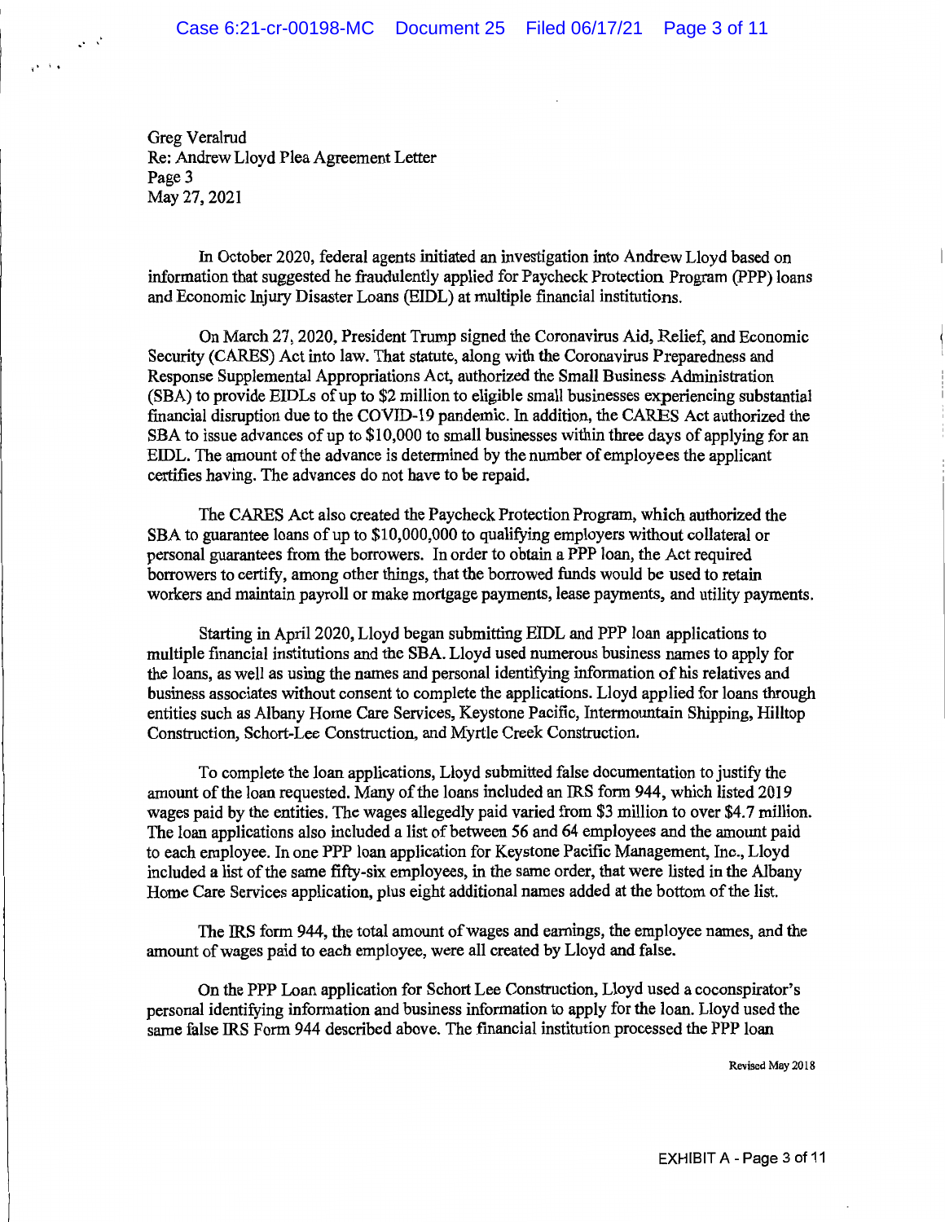Greg Veralrud
Re: Andrew Lloyd Plea Agreement Letter
Page 3
May 27, 2021

In October 2020, federal agents initiated an investigation into Andrew Lloyd based on information that suggested he fraudulently applied for Paycheck Protection Program (PPP) loans and Economic Injury Disaster Loans (EIDL) at multiple financial institutions.

On March 27, 2020, President Trump signed the Coronavirus Aid, Relief, and Economic Security (CARES) Act into law. That statute, along with the Coronavirus Preparedness and Response Supplemental Appropriations Act, authorized the Small Business Administration (SBA) to provide EIDLs of up to $2 million to eligible small businesses experiencing substantial financial disruption due to the COVID-19 pandemic. In addition, the CARES Act authorized the SBA to issue advances of up to $10,000 to small businesses within three days of applying for an EIDL. The amount of the advance is determined by the number of employees the applicant certifies having. The advances do not have to be repaid.

The CARES Act also created the Paycheck Protection Program, which authorized the SBA to guarantee loans of up to $10,000,000 to qualifying employers without collateral or personal guarantees from the borrowers. In order to obtain a PPP loan, the Act required borrowers to certify, among other things, that the borrowed funds would be used to retain workers and maintain payroll or make mortgage payments, lease payments, and utility payments.

Starting in April 2020, Lloyd began submitting EIDL and PPP loan applications to multiple financial institutions and the SBA. Lloyd used numerous business names to apply for the loans, as well as using the names and personal identifying information of his relatives and business associates without consent to complete the applications. Lloyd applied for loans through entities such as Albany Home Care Services, Keystone Pacific, Intermountain Shipping, Hilltop Construction, Schort-Lee Construction, and Myrtle Creek Construction.

To complete the loan applications, Lloyd submitted false documentation to justify the amount of the loan requested. Many of the loans included an IRS form 944, which listed 2019 wages paid by the entities. The wages allegedly paid varied from $3 million to over $4.7 million. The loan applications also included a list of between 56 and 64 employees and the amount paid to each employee. In one PPP loan application for Keystone Pacific Management, Inc., Lloyd included a list of the same fifty-six employees, in the same order, that were listed in the Albany Home Care Services application, plus eight additional names added at the bottom of the list.

The IRS form 944, the total amount of wages and earnings, the employee names, and the amount of wages paid to each employee, were all created by Lloyd and false.

On the PPP Loan application for Schort Lee Construction, Lloyd used a coconspirator's personal identifying information and business information to apply for the loan. Lloyd used the same false IRS Form 944 described above. The financial institution processed the PPP loan

Revised May 2018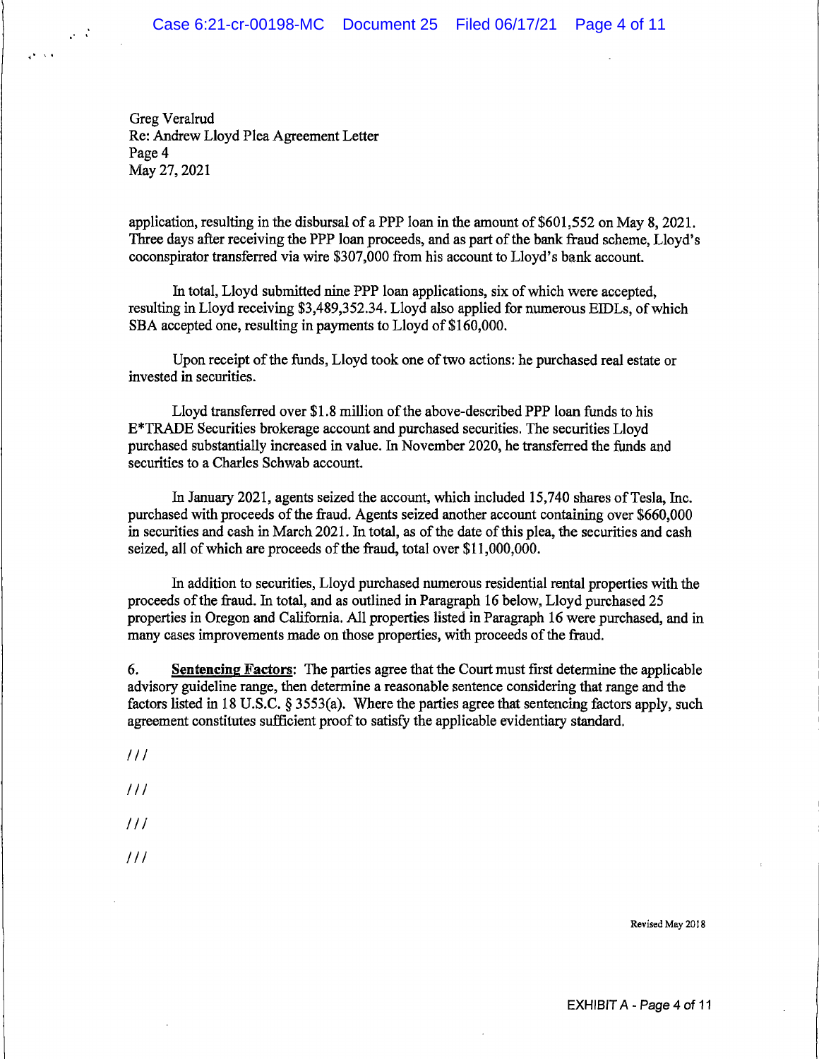Greg Veralrud
Re: Andrew Lloyd Plea Agreement Letter
Page 4
May 27, 2021

application, resulting in the disbursal of a PPP loan in the amount of $601,552 on May 8, 2021. Three days after receiving the PPP loan proceeds, and as part of the bank fraud scheme, Lloyd's coconspirator transferred via wire $307,000 from his account to Lloyd's bank account.

In total, Lloyd submitted nine PPP loan applications, six of which were accepted, resulting in Lloyd receiving $3,489,352.34. Lloyd also applied for numerous EIDLs, of which SBA accepted one, resulting in payments to Lloyd of $160,000.

Upon receipt of the funds, Lloyd took one of two actions: he purchased real estate or invested in securities.

Lloyd transferred over $1.8 million of the above-described PPP loan funds to his E*TRADE Securities brokerage account and purchased securities. The securities Lloyd purchased substantially increased in value. In November 2020, he transferred the funds and securities to a Charles Schwab account.

In January 2021, agents seized the account, which included 15,740 shares of Tesla, Inc. purchased with proceeds of the fraud. Agents seized another account containing over $660,000 in securities and cash in March 2021. In total, as of the date of this plea, the securities and cash seized, all of which are proceeds of the fraud, total over $11,000,000.

In addition to securities, Lloyd purchased numerous residential rental properties with the proceeds of the fraud. In total, and as outlined in Paragraph 16 below, Lloyd purchased 25 properties in Oregon and California. All properties listed in Paragraph 16 were purchased, and in many cases improvements made on those properties, with proceeds of the fraud.

6. **Sentencing Factors**: The parties agree that the Court must first determine the applicable advisory guideline range, then determine a reasonable sentence considering that range and the factors listed in 18 U.S.C. § 3553(a). Where the parties agree that sentencing factors apply, such agreement constitutes sufficient proof to satisfy the applicable evidentiary standard.

///

///

///

///

Revised May 2018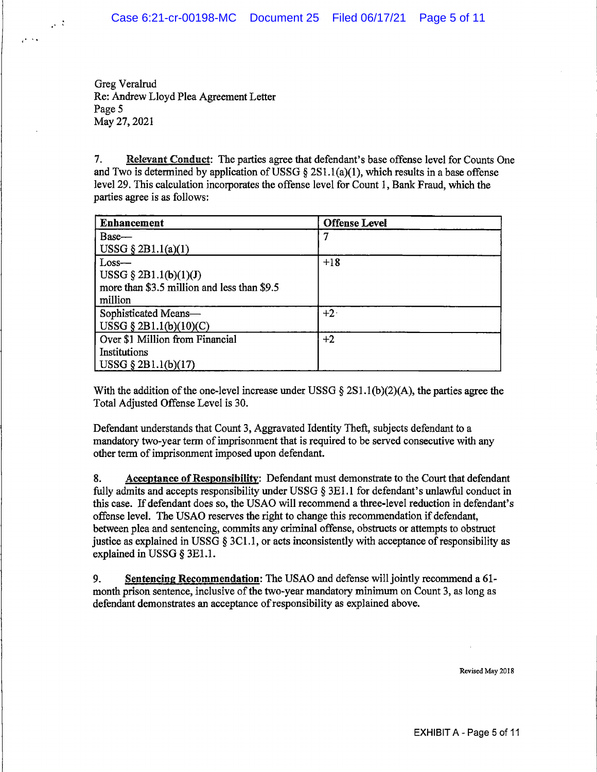Greg Veralrud
Re: Andrew Lloyd Plea Agreement Letter
Page 5
May 27, 2021

7. **Relevant Conduct**: The parties agree that defendant's base offense level for Counts One and Two is determined by application of USSG § 2S1.1(a)(1), which results in a base offense level 29. This calculation incorporates the offense level for Count 1, Bank Fraud, which the parties agree is as follows:

| Enhancement | Offense Level |
|---|---|
| Base—<br>USSG § 2B1.1(a)(1) | 7 |
| Loss—<br>USSG § 2B1.1(b)(1)(J)<br>more than $3.5 million and less than $9.5 million | +18 |
| Sophisticated Means—<br>USSG § 2B1.1(b)(10)(C) | +2 |
| Over $1 Million from Financial Institutions<br>USSG § 2B1.1(b)(17) | +2 |

With the addition of the one-level increase under USSG § 2S1.1(b)(2)(A), the parties agree the Total Adjusted Offense Level is 30.

Defendant understands that Count 3, Aggravated Identity Theft, subjects defendant to a mandatory two-year term of imprisonment that is required to be served consecutive with any other term of imprisonment imposed upon defendant.

8. **Acceptance of Responsibility**: Defendant must demonstrate to the Court that defendant fully admits and accepts responsibility under USSG § 3E1.1 for defendant's unlawful conduct in this case. If defendant does so, the USAO will recommend a three-level reduction in defendant's offense level. The USAO reserves the right to change this recommendation if defendant, between plea and sentencing, commits any criminal offense, obstructs or attempts to obstruct justice as explained in USSG § 3C1.1, or acts inconsistently with acceptance of responsibility as explained in USSG § 3E1.1.

9. **Sentencing Recommendation**: The USAO and defense will jointly recommend a 61-month prison sentence, inclusive of the two-year mandatory minimum on Count 3, as long as defendant demonstrates an acceptance of responsibility as explained above.

Revised May 2018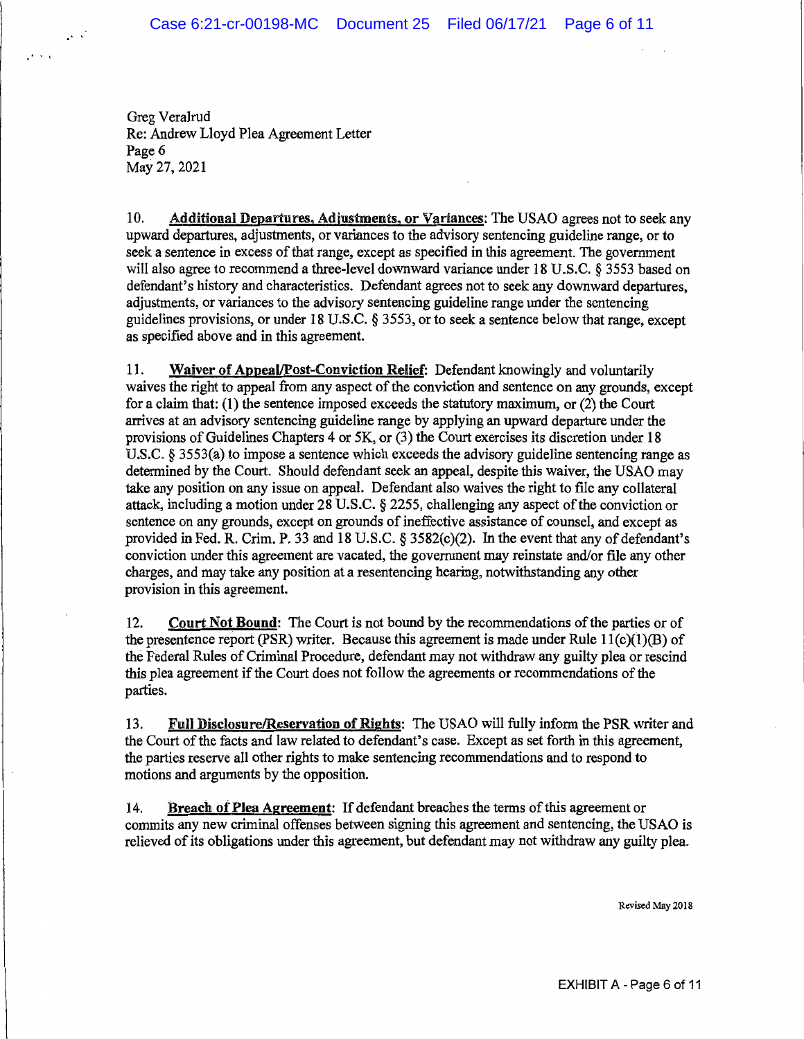Greg Veralrud
Re: Andrew Lloyd Plea Agreement Letter
Page 6
May 27, 2021

10. **Additional Departures, Adjustments, or Variances**: The USAO agrees not to seek any upward departures, adjustments, or variances to the advisory sentencing guideline range, or to seek a sentence in excess of that range, except as specified in this agreement. The government will also agree to recommend a three-level downward variance under 18 U.S.C. § 3553 based on defendant's history and characteristics. Defendant agrees not to seek any downward departures, adjustments, or variances to the advisory sentencing guideline range under the sentencing guidelines provisions, or under 18 U.S.C. § 3553, or to seek a sentence below that range, except as specified above and in this agreement.

11. **Waiver of Appeal/Post-Conviction Relief**: Defendant knowingly and voluntarily waives the right to appeal from any aspect of the conviction and sentence on any grounds, except for a claim that: (1) the sentence imposed exceeds the statutory maximum, or (2) the Court arrives at an advisory sentencing guideline range by applying an upward departure under the provisions of Guidelines Chapters 4 or 5K, or (3) the Court exercises its discretion under 18 U.S.C. § 3553(a) to impose a sentence which exceeds the advisory guideline sentencing range as determined by the Court. Should defendant seek an appeal, despite this waiver, the USAO may take any position on any issue on appeal. Defendant also waives the right to file any collateral attack, including a motion under 28 U.S.C. § 2255, challenging any aspect of the conviction or sentence on any grounds, except on grounds of ineffective assistance of counsel, and except as provided in Fed. R. Crim. P. 33 and 18 U.S.C. § 3582(c)(2). In the event that any of defendant's conviction under this agreement are vacated, the government may reinstate and/or file any other charges, and may take any position at a resentencing hearing, notwithstanding any other provision in this agreement.

12. **Court Not Bound**: The Court is not bound by the recommendations of the parties or of the presentence report (PSR) writer. Because this agreement is made under Rule 11(c)(1)(B) of the Federal Rules of Criminal Procedure, defendant may not withdraw any guilty plea or rescind this plea agreement if the Court does not follow the agreements or recommendations of the parties.

13. **Full Disclosure/Reservation of Rights**: The USAO will fully inform the PSR writer and the Court of the facts and law related to defendant's case. Except as set forth in this agreement, the parties reserve all other rights to make sentencing recommendations and to respond to motions and arguments by the opposition.

14. **Breach of Plea Agreement**: If defendant breaches the terms of this agreement or commits any new criminal offenses between signing this agreement and sentencing, the USAO is relieved of its obligations under this agreement, but defendant may not withdraw any guilty plea.

Revised May 2018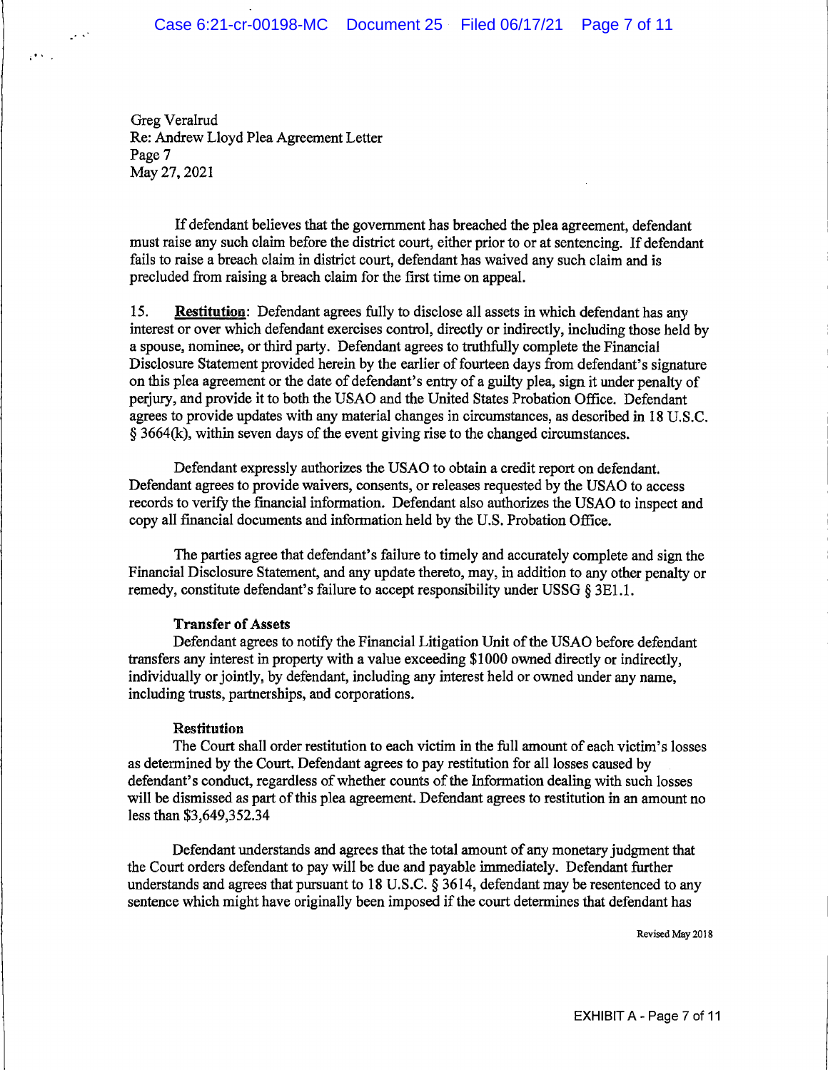Greg Veralrud
Re: Andrew Lloyd Plea Agreement Letter
Page 7
May 27, 2021

If defendant believes that the government has breached the plea agreement, defendant must raise any such claim before the district court, either prior to or at sentencing. If defendant fails to raise a breach claim in district court, defendant has waived any such claim and is precluded from raising a breach claim for the first time on appeal.

15. **Restitution**: Defendant agrees fully to disclose all assets in which defendant has any interest or over which defendant exercises control, directly or indirectly, including those held by a spouse, nominee, or third party. Defendant agrees to truthfully complete the Financial Disclosure Statement provided herein by the earlier of fourteen days from defendant's signature on this plea agreement or the date of defendant's entry of a guilty plea, sign it under penalty of perjury, and provide it to both the USAO and the United States Probation Office. Defendant agrees to provide updates with any material changes in circumstances, as described in 18 U.S.C. § 3664(k), within seven days of the event giving rise to the changed circumstances.

Defendant expressly authorizes the USAO to obtain a credit report on defendant. Defendant agrees to provide waivers, consents, or releases requested by the USAO to access records to verify the financial information. Defendant also authorizes the USAO to inspect and copy all financial documents and information held by the U.S. Probation Office.

The parties agree that defendant's failure to timely and accurately complete and sign the Financial Disclosure Statement, and any update thereto, may, in addition to any other penalty or remedy, constitute defendant's failure to accept responsibility under USSG § 3E1.1.

**Transfer of Assets**

Defendant agrees to notify the Financial Litigation Unit of the USAO before defendant transfers any interest in property with a value exceeding $1000 owned directly or indirectly, individually or jointly, by defendant, including any interest held or owned under any name, including trusts, partnerships, and corporations.

**Restitution**

The Court shall order restitution to each victim in the full amount of each victim's losses as determined by the Court. Defendant agrees to pay restitution for all losses caused by defendant's conduct, regardless of whether counts of the Information dealing with such losses will be dismissed as part of this plea agreement. Defendant agrees to restitution in an amount no less than $3,649,352.34

Defendant understands and agrees that the total amount of any monetary judgment that the Court orders defendant to pay will be due and payable immediately. Defendant further understands and agrees that pursuant to 18 U.S.C. § 3614, defendant may be resentenced to any sentence which might have originally been imposed if the court determines that defendant has

Revised May 2018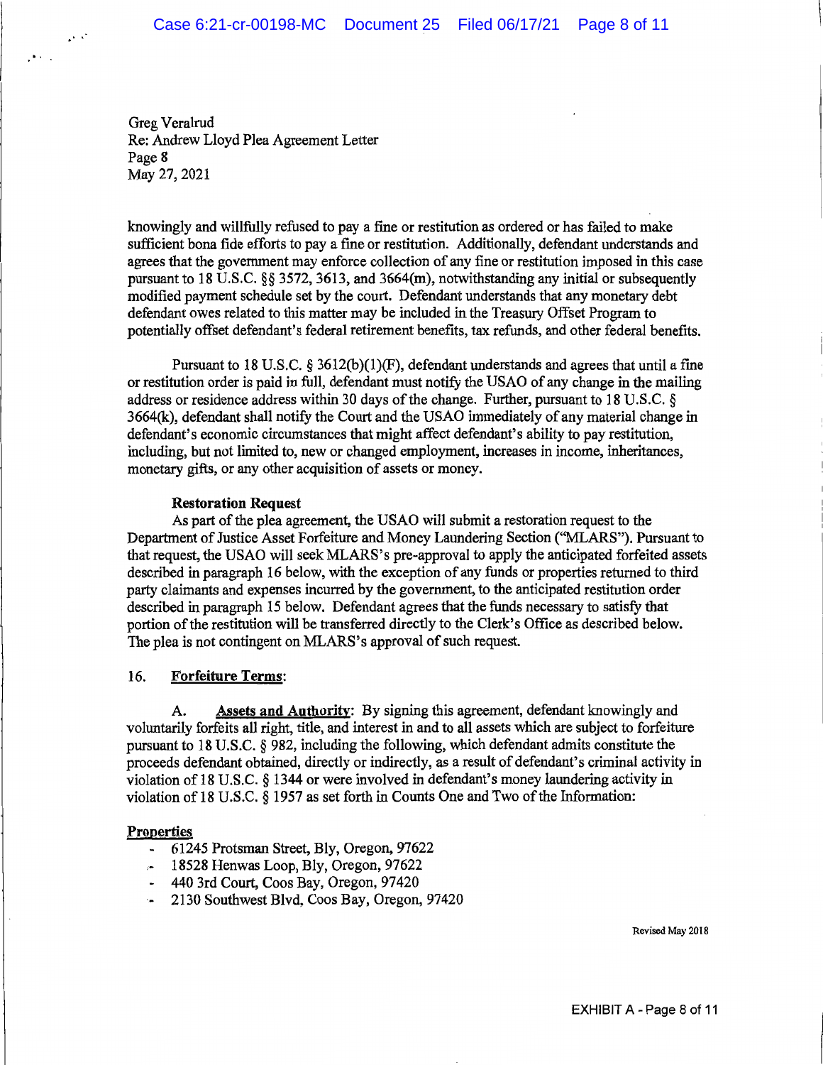Greg Veralrud
Re: Andrew Lloyd Plea Agreement Letter
Page 8
May 27, 2021

knowingly and willfully refused to pay a fine or restitution as ordered or has failed to make sufficient bona fide efforts to pay a fine or restitution. Additionally, defendant understands and agrees that the government may enforce collection of any fine or restitution imposed in this case pursuant to 18 U.S.C. §§ 3572, 3613, and 3664(m), notwithstanding any initial or subsequently modified payment schedule set by the court. Defendant understands that any monetary debt defendant owes related to this matter may be included in the Treasury Offset Program to potentially offset defendant's federal retirement benefits, tax refunds, and other federal benefits.

Pursuant to 18 U.S.C. § 3612(b)(1)(F), defendant understands and agrees that until a fine or restitution order is paid in full, defendant must notify the USAO of any change in the mailing address or residence address within 30 days of the change. Further, pursuant to 18 U.S.C. § 3664(k), defendant shall notify the Court and the USAO immediately of any material change in defendant's economic circumstances that might affect defendant's ability to pay restitution, including, but not limited to, new or changed employment, increases in income, inheritances, monetary gifts, or any other acquisition of assets or money.

**Restoration Request**

As part of the plea agreement, the USAO will submit a restoration request to the Department of Justice Asset Forfeiture and Money Laundering Section ("MLARS"). Pursuant to that request, the USAO will seek MLARS's pre-approval to apply the anticipated forfeited assets described in paragraph 16 below, with the exception of any funds or properties returned to third party claimants and expenses incurred by the government, to the anticipated restitution order described in paragraph 15 below. Defendant agrees that the funds necessary to satisfy that portion of the restitution will be transferred directly to the Clerk's Office as described below. The plea is not contingent on MLARS's approval of such request.

16. **Forfeiture Terms**:

A. **Assets and Authority**: By signing this agreement, defendant knowingly and voluntarily forfeits all right, title, and interest in and to all assets which are subject to forfeiture pursuant to 18 U.S.C. § 982, including the following, which defendant admits constitute the proceeds defendant obtained, directly or indirectly, as a result of defendant's criminal activity in violation of 18 U.S.C. § 1344 or were involved in defendant's money laundering activity in violation of 18 U.S.C. § 1957 as set forth in Counts One and Two of the Information:

**Properties**

- 61245 Protsman Street, Bly, Oregon, 97622
- 18528 Henwas Loop, Bly, Oregon, 97622
- 440 3rd Court, Coos Bay, Oregon, 97420
- 2130 Southwest Blvd, Coos Bay, Oregon, 97420

Revised May 2018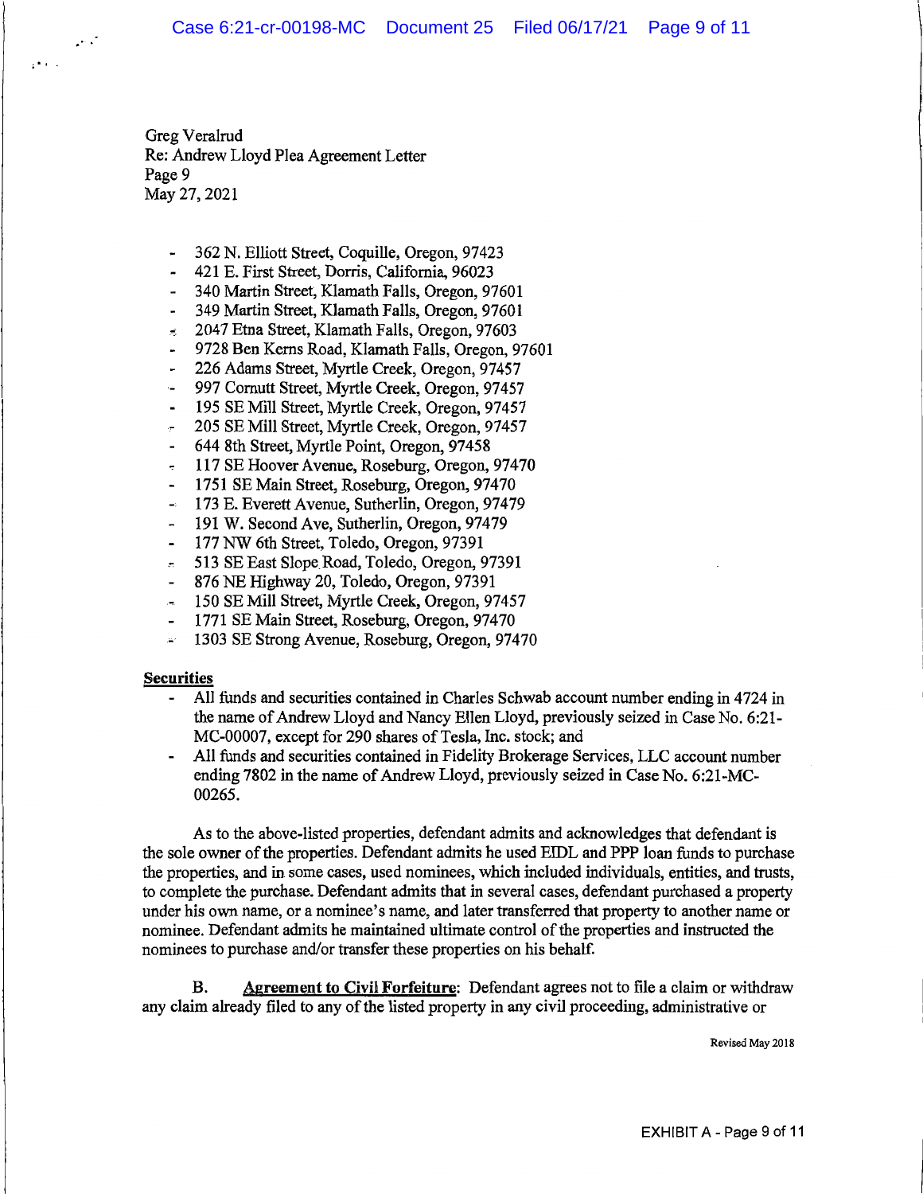Greg Veralrud
Re: Andrew Lloyd Plea Agreement Letter
Page 9
May 27, 2021

- 362 N. Elliott Street, Coquille, Oregon, 97423
- 421 E. First Street, Dorris, California, 96023
- 340 Martin Street, Klamath Falls, Oregon, 97601
- 349 Martin Street, Klamath Falls, Oregon, 97601
- 2047 Etna Street, Klamath Falls, Oregon, 97603
- 9728 Ben Kerns Road, Klamath Falls, Oregon, 97601
- 226 Adams Street, Myrtle Creek, Oregon, 97457
- 997 Cornutt Street, Myrtle Creek, Oregon, 97457
- 195 SE Mill Street, Myrtle Creek, Oregon, 97457
- 205 SE Mill Street, Myrtle Creek, Oregon, 97457
- 644 8th Street, Myrtle Point, Oregon, 97458
- 117 SE Hoover Avenue, Roseburg, Oregon, 97470
- 1751 SE Main Street, Roseburg, Oregon, 97470
- 173 E. Everett Avenue, Sutherlin, Oregon, 97479
- 191 W. Second Ave, Sutherlin, Oregon, 97479
- 177 NW 6th Street, Toledo, Oregon, 97391
- 513 SE East Slope Road, Toledo, Oregon, 97391
- 876 NE Highway 20, Toledo, Oregon, 97391
- 150 SE Mill Street, Myrtle Creek, Oregon, 97457
- 1771 SE Main Street, Roseburg, Oregon, 97470
- 1303 SE Strong Avenue, Roseburg, Oregon, 97470

**Securities**

- All funds and securities contained in Charles Schwab account number ending in 4724 in the name of Andrew Lloyd and Nancy Ellen Lloyd, previously seized in Case No. 6:21-MC-00007, except for 290 shares of Tesla, Inc. stock; and
- All funds and securities contained in Fidelity Brokerage Services, LLC account number ending 7802 in the name of Andrew Lloyd, previously seized in Case No. 6:21-MC-00265.

As to the above-listed properties, defendant admits and acknowledges that defendant is the sole owner of the properties. Defendant admits he used EIDL and PPP loan funds to purchase the properties, and in some cases, used nominees, which included individuals, entities, and trusts, to complete the purchase. Defendant admits that in several cases, defendant purchased a property under his own name, or a nominee's name, and later transferred that property to another name or nominee. Defendant admits he maintained ultimate control of the properties and instructed the nominees to purchase and/or transfer these properties on his behalf.

B. **Agreement to Civil Forfeiture**: Defendant agrees not to file a claim or withdraw any claim already filed to any of the listed property in any civil proceeding, administrative or

Revised May 2018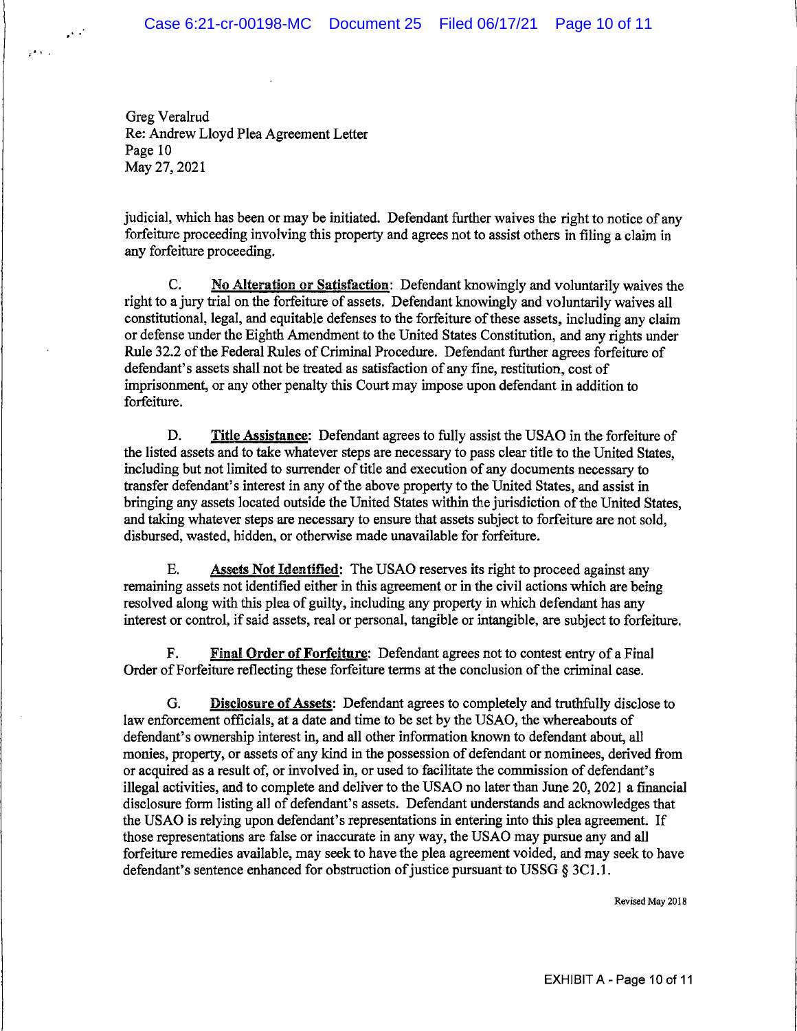Greg Veralrud
Re: Andrew Lloyd Plea Agreement Letter
Page 10
May 27, 2021

judicial, which has been or may be initiated. Defendant further waives the right to notice of any forfeiture proceeding involving this property and agrees not to assist others in filing a claim in any forfeiture proceeding.

C. **No Alteration or Satisfaction**: Defendant knowingly and voluntarily waives the right to a jury trial on the forfeiture of assets. Defendant knowingly and voluntarily waives all constitutional, legal, and equitable defenses to the forfeiture of these assets, including any claim or defense under the Eighth Amendment to the United States Constitution, and any rights under Rule 32.2 of the Federal Rules of Criminal Procedure. Defendant further agrees forfeiture of defendant's assets shall not be treated as satisfaction of any fine, restitution, cost of imprisonment, or any other penalty this Court may impose upon defendant in addition to forfeiture.

D. **Title Assistance**: Defendant agrees to fully assist the USAO in the forfeiture of the listed assets and to take whatever steps are necessary to pass clear title to the United States, including but not limited to surrender of title and execution of any documents necessary to transfer defendant's interest in any of the above property to the United States, and assist in bringing any assets located outside the United States within the jurisdiction of the United States, and taking whatever steps are necessary to ensure that assets subject to forfeiture are not sold, disbursed, wasted, hidden, or otherwise made unavailable for forfeiture.

E. **Assets Not Identified**: The USAO reserves its right to proceed against any remaining assets not identified either in this agreement or in the civil actions which are being resolved along with this plea of guilty, including any property in which defendant has any interest or control, if said assets, real or personal, tangible or intangible, are subject to forfeiture.

F. **Final Order of Forfeiture**: Defendant agrees not to contest entry of a Final Order of Forfeiture reflecting these forfeiture terms at the conclusion of the criminal case.

G. **Disclosure of Assets**: Defendant agrees to completely and truthfully disclose to law enforcement officials, at a date and time to be set by the USAO, the whereabouts of defendant's ownership interest in, and all other information known to defendant about, all monies, property, or assets of any kind in the possession of defendant or nominees, derived from or acquired as a result of, or involved in, or used to facilitate the commission of defendant's illegal activities, and to complete and deliver to the USAO no later than June 20, 2021 a financial disclosure form listing all of defendant's assets. Defendant understands and acknowledges that the USAO is relying upon defendant's representations in entering into this plea agreement. If those representations are false or inaccurate in any way, the USAO may pursue any and all forfeiture remedies available, may seek to have the plea agreement voided, and may seek to have defendant's sentence enhanced for obstruction of justice pursuant to USSG § 3C1.1.

Revised May 2018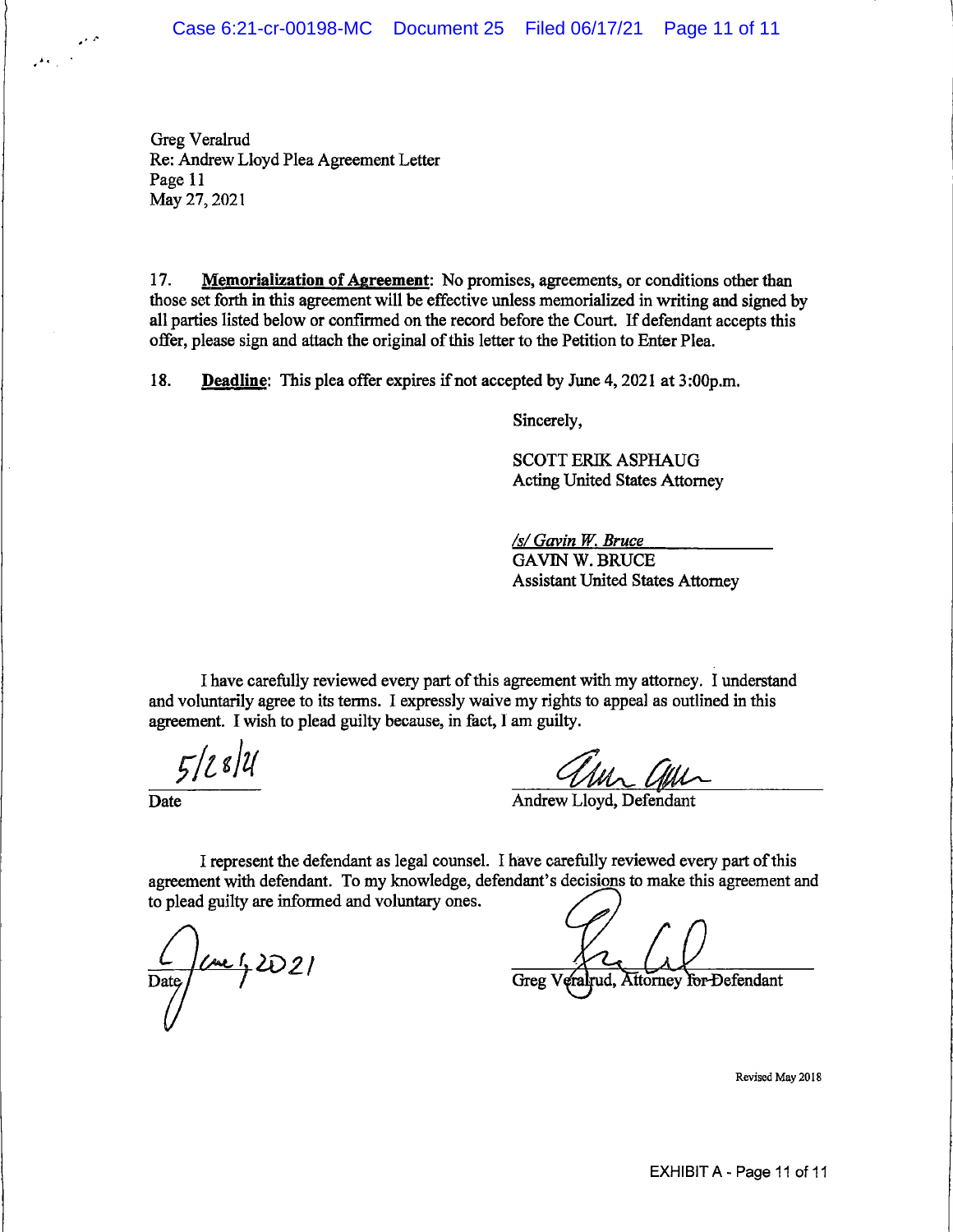Greg Veralrud
Re: Andrew Lloyd Plea Agreement Letter
Page 11
May 27, 2021

17. **Memorialization of Agreement**: No promises, agreements, or conditions other than those set forth in this agreement will be effective unless memorialized in writing and signed by all parties listed below or confirmed on the record before the Court. If defendant accepts this offer, please sign and attach the original of this letter to the Petition to Enter Plea.

18. **Deadline**: This plea offer expires if not accepted by June 4, 2021 at 3:00p.m.

Sincerely,

SCOTT ERIK ASPHAUG
Acting United States Attorney

*/s/ Gavin W. Bruce*
GAVIN W. BRUCE
Assistant United States Attorney

I have carefully reviewed every part of this agreement with my attorney. I understand and voluntarily agree to its terms. I expressly waive my rights to appeal as outlined in this agreement. I wish to plead guilty because, in fact, I am guilty.

5/28/21
Date

Andrew Lloyd, Defendant

I represent the defendant as legal counsel. I have carefully reviewed every part of this agreement with defendant. To my knowledge, defendant's decisions to make this agreement and to plead guilty are informed and voluntary ones.

June 1, 2021
Date

Greg Veralrud, Attorney for Defendant

Revised May 2018

EXHIBIT A - Page 11 of 11